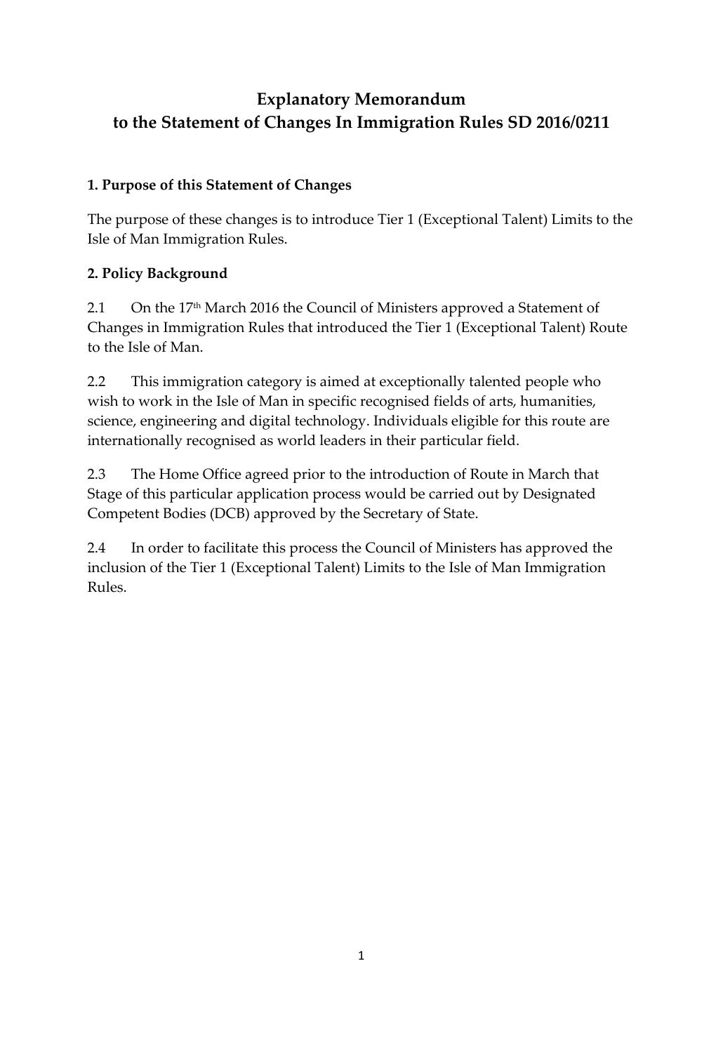# Explanatory Memorandum
# to the Statement of Changes In Immigration Rules SD 2016/0211

**1. Purpose of this Statement of Changes**

The purpose of these changes is to introduce Tier 1 (Exceptional Talent) Limits to the Isle of Man Immigration Rules.

**2. Policy Background**

2.1 On the 17th March 2016 the Council of Ministers approved a Statement of Changes in Immigration Rules that introduced the Tier 1 (Exceptional Talent) Route to the Isle of Man.

2.2 This immigration category is aimed at exceptionally talented people who wish to work in the Isle of Man in specific recognised fields of arts, humanities, science, engineering and digital technology. Individuals eligible for this route are internationally recognised as world leaders in their particular field.

2.3 The Home Office agreed prior to the introduction of Route in March that Stage of this particular application process would be carried out by Designated Competent Bodies (DCB) approved by the Secretary of State.

2.4 In order to facilitate this process the Council of Ministers has approved the inclusion of the Tier 1 (Exceptional Talent) Limits to the Isle of Man Immigration Rules.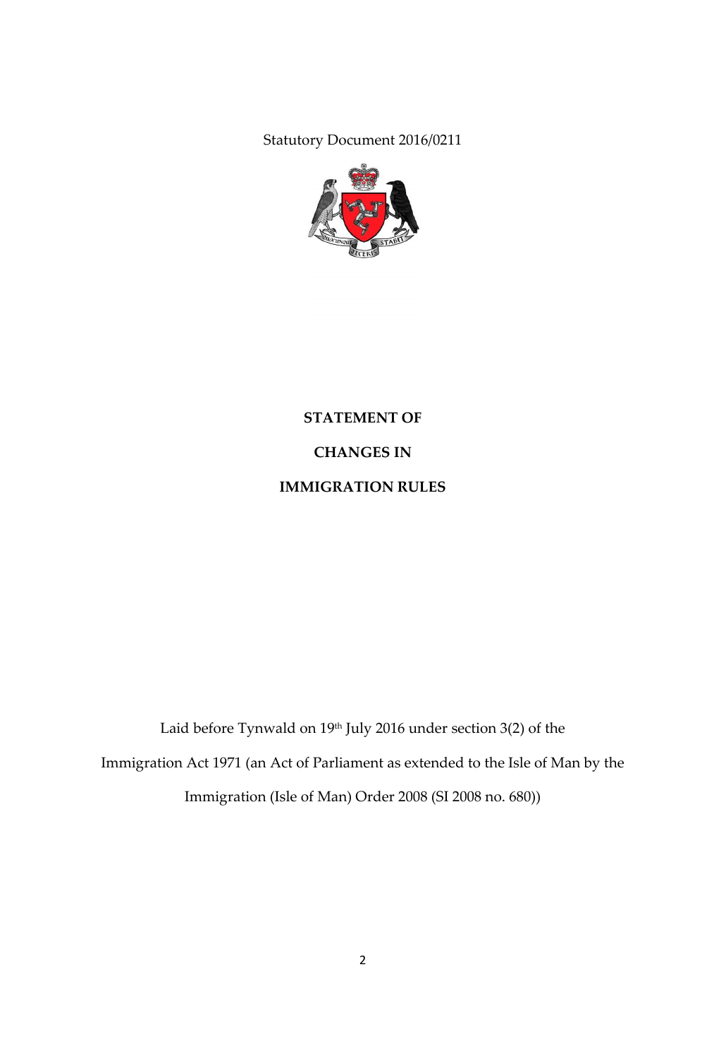Statutory Document 2016/0211

**STATEMENT OF**

**CHANGES IN**

**IMMIGRATION RULES**

Laid before Tynwald on 19th July 2016 under section 3(2) of the Immigration Act 1971 (an Act of Parliament as extended to the Isle of Man by the Immigration (Isle of Man) Order 2008 (SI 2008 no. 680))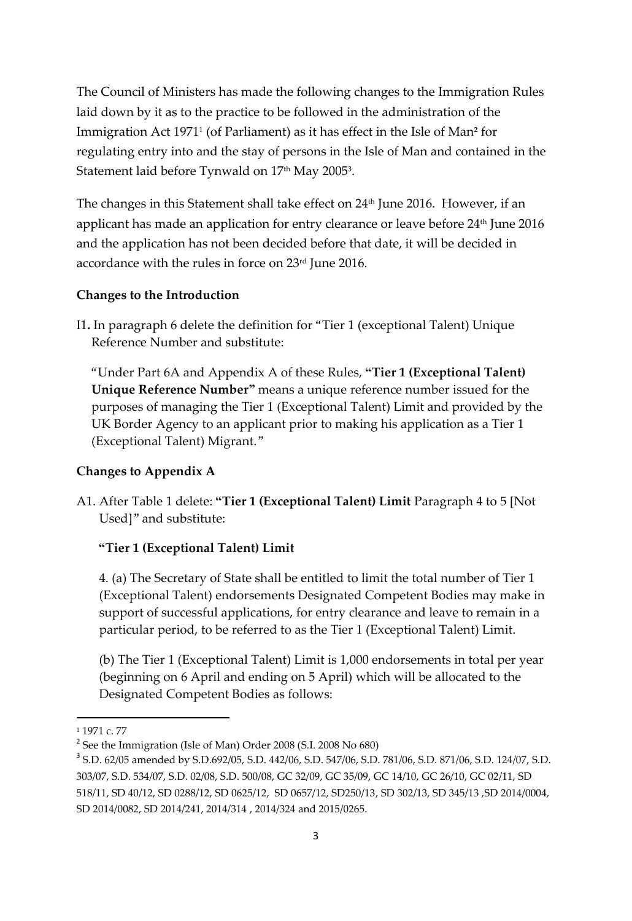The Council of Ministers has made the following changes to the Immigration Rules laid down by it as to the practice to be followed in the administration of the Immigration Act 1971[1] (of Parliament) as it has effect in the Isle of Man[2] for regulating entry into and the stay of persons in the Isle of Man and contained in the Statement laid before Tynwald on 17th May 2005[3].

The changes in this Statement shall take effect on 24th June 2016. However, if an applicant has made an application for entry clearance or leave before 24th June 2016 and the application has not been decided before that date, it will be decided in accordance with the rules in force on 23rd June 2016.

**Changes to the Introduction**

I1**.** In paragraph 6 delete the definition for "Tier 1 (exceptional Talent) Unique Reference Number and substitute:

"Under Part 6A and Appendix A of these Rules, **"Tier 1 (Exceptional Talent) Unique Reference Number"** means a unique reference number issued for the purposes of managing the Tier 1 (Exceptional Talent) Limit and provided by the UK Border Agency to an applicant prior to making his application as a Tier 1 (Exceptional Talent) Migrant."

**Changes to Appendix A**

A1. After Table 1 delete: **"Tier 1 (Exceptional Talent) Limit** Paragraph 4 to 5 [Not Used]" and substitute:

**"Tier 1 (Exceptional Talent) Limit**

4. (a) The Secretary of State shall be entitled to limit the total number of Tier 1 (Exceptional Talent) endorsements Designated Competent Bodies may make in support of successful applications, for entry clearance and leave to remain in a particular period, to be referred to as the Tier 1 (Exceptional Talent) Limit.

(b) The Tier 1 (Exceptional Talent) Limit is 1,000 endorsements in total per year (beginning on 6 April and ending on 5 April) which will be allocated to the Designated Competent Bodies as follows:

---

[1] 1971 c. 77

[2] See the Immigration (Isle of Man) Order 2008 (S.I. 2008 No 680)

[3] S.D. 62/05 amended by S.D.692/05, S.D. 442/06, S.D. 547/06, S.D. 781/06, S.D. 871/06, S.D. 124/07, S.D. 303/07, S.D. 534/07, S.D. 02/08, S.D. 500/08, GC 32/09, GC 35/09, GC 14/10, GC 26/10, GC 02/11, SD 518/11, SD 40/12, SD 0288/12, SD 0625/12, SD 0657/12, SD250/13, SD 302/13, SD 345/13 ,SD 2014/0004, SD 2014/0082, SD 2014/241, 2014/314 , 2014/324 and 2015/0265.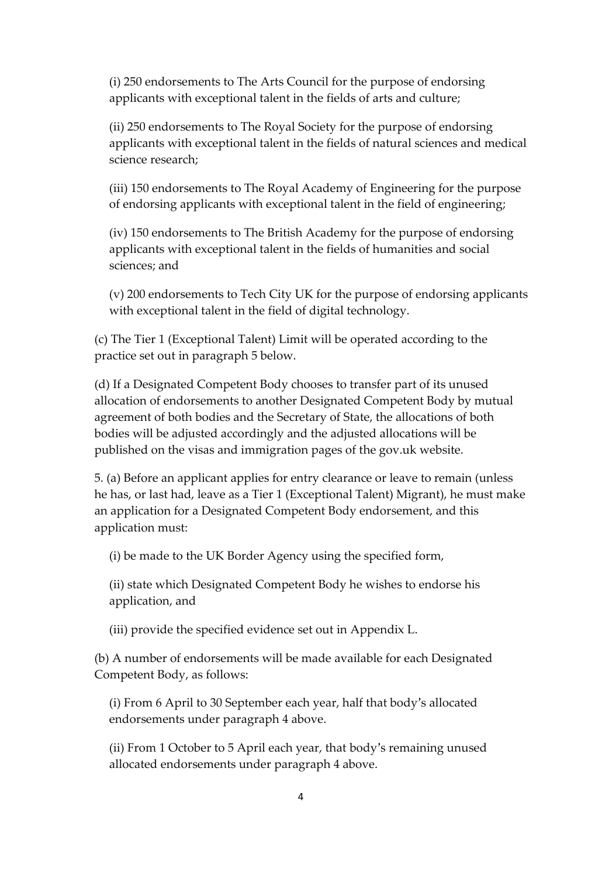(i) 250 endorsements to The Arts Council for the purpose of endorsing applicants with exceptional talent in the fields of arts and culture;

(ii) 250 endorsements to The Royal Society for the purpose of endorsing applicants with exceptional talent in the fields of natural sciences and medical science research;

(iii) 150 endorsements to The Royal Academy of Engineering for the purpose of endorsing applicants with exceptional talent in the field of engineering;

(iv) 150 endorsements to The British Academy for the purpose of endorsing applicants with exceptional talent in the fields of humanities and social sciences; and

(v) 200 endorsements to Tech City UK for the purpose of endorsing applicants with exceptional talent in the field of digital technology.

(c) The Tier 1 (Exceptional Talent) Limit will be operated according to the practice set out in paragraph 5 below.

(d) If a Designated Competent Body chooses to transfer part of its unused allocation of endorsements to another Designated Competent Body by mutual agreement of both bodies and the Secretary of State, the allocations of both bodies will be adjusted accordingly and the adjusted allocations will be published on the visas and immigration pages of the gov.uk website.

5. (a) Before an applicant applies for entry clearance or leave to remain (unless he has, or last had, leave as a Tier 1 (Exceptional Talent) Migrant), he must make an application for a Designated Competent Body endorsement, and this application must:

(i) be made to the UK Border Agency using the specified form,

(ii) state which Designated Competent Body he wishes to endorse his application, and

(iii) provide the specified evidence set out in Appendix L.

(b) A number of endorsements will be made available for each Designated Competent Body, as follows:

(i) From 6 April to 30 September each year, half that body's allocated endorsements under paragraph 4 above.

(ii) From 1 October to 5 April each year, that body's remaining unused allocated endorsements under paragraph 4 above.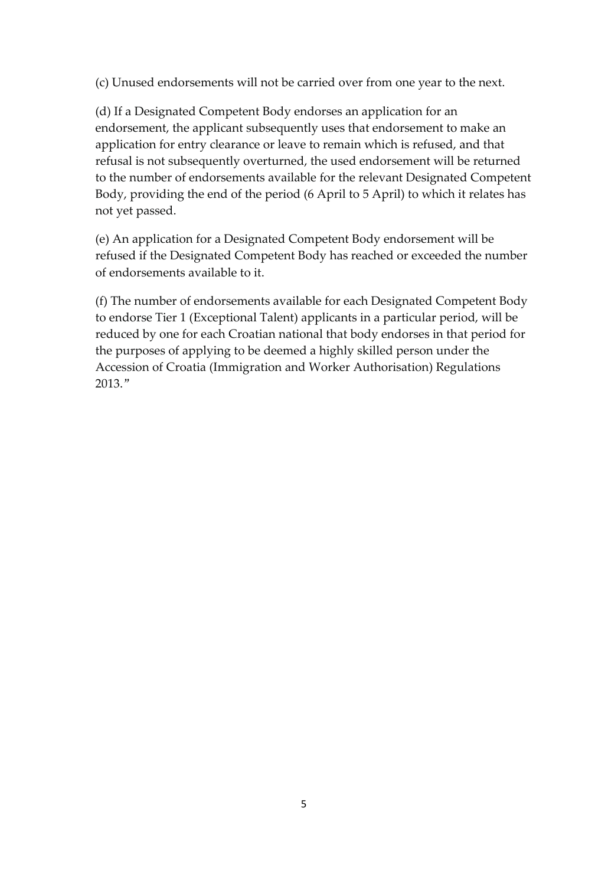(c) Unused endorsements will not be carried over from one year to the next.

(d) If a Designated Competent Body endorses an application for an endorsement, the applicant subsequently uses that endorsement to make an application for entry clearance or leave to remain which is refused, and that refusal is not subsequently overturned, the used endorsement will be returned to the number of endorsements available for the relevant Designated Competent Body, providing the end of the period (6 April to 5 April) to which it relates has not yet passed.

(e) An application for a Designated Competent Body endorsement will be refused if the Designated Competent Body has reached or exceeded the number of endorsements available to it.

(f) The number of endorsements available for each Designated Competent Body to endorse Tier 1 (Exceptional Talent) applicants in a particular period, will be reduced by one for each Croatian national that body endorses in that period for the purposes of applying to be deemed a highly skilled person under the Accession of Croatia (Immigration and Worker Authorisation) Regulations 2013."